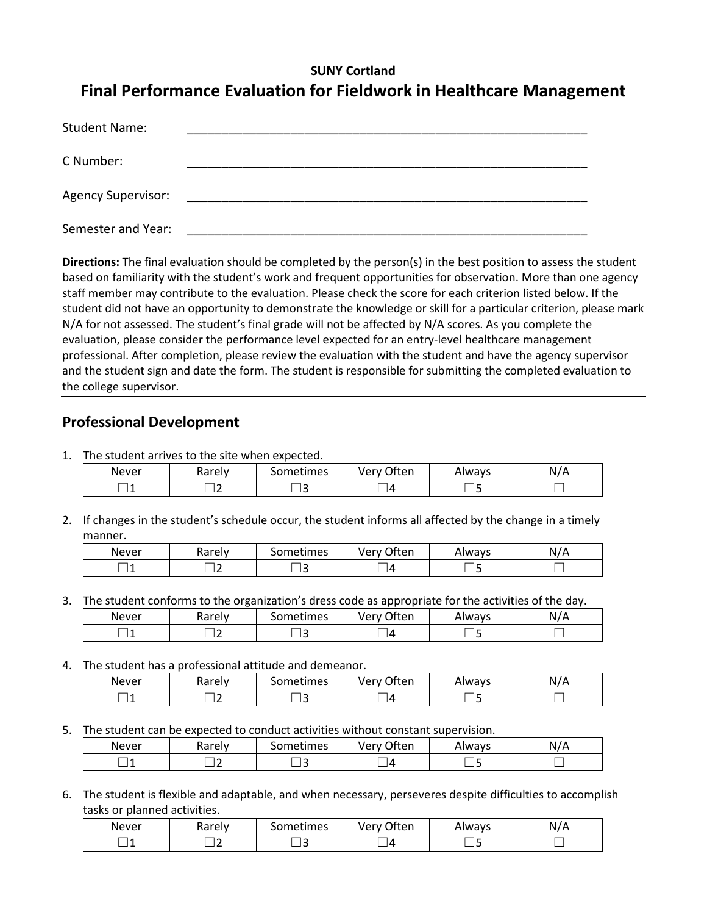**SUNY Cortland**

# Final Performance Evaluation for Fieldwork in Healthcare Management

Student Name: \_\_\_\_\_\_\_\_\_\_\_\_\_\_\_\_\_\_\_\_\_\_\_\_\_\_\_\_\_\_\_\_\_\_\_\_\_\_\_\_\_\_\_\_\_\_\_\_\_\_\_\_\_\_\_\_\_\_\_\_

C Number: \_\_\_\_\_\_\_\_\_\_\_\_\_\_\_\_\_\_\_\_\_\_\_\_\_\_\_\_\_\_\_\_\_\_\_\_\_\_\_\_\_\_\_\_\_\_\_\_\_\_\_\_\_\_\_\_\_\_\_\_

Agency Supervisor: \_\_\_\_\_\_\_\_\_\_\_\_\_\_\_\_\_\_\_\_\_\_\_\_\_\_\_\_\_\_\_\_\_\_\_\_\_\_\_\_\_\_\_\_\_\_\_\_\_\_\_\_\_\_\_\_\_\_\_\_

Semester and Year: \_\_\_\_\_\_\_\_\_\_\_\_\_\_\_\_\_\_\_\_\_\_\_\_\_\_\_\_\_\_\_\_\_\_\_\_\_\_\_\_\_\_\_\_\_\_\_\_\_\_\_\_\_\_\_\_\_\_\_\_

**Directions:** The final evaluation should be completed by the person(s) in the best position to assess the student based on familiarity with the student's work and frequent opportunities for observation. More than one agency staff member may contribute to the evaluation. Please check the score for each criterion listed below. If the student did not have an opportunity to demonstrate the knowledge or skill for a particular criterion, please mark N/A for not assessed. The student's final grade will not be affected by N/A scores. As you complete the evaluation, please consider the performance level expected for an entry-level healthcare management professional. After completion, please review the evaluation with the student and have the agency supervisor and the student sign and date the form. The student is responsible for submitting the completed evaluation to the college supervisor.

## Professional Development

1. The student arrives to the site when expected.

| Never | Rarely | Sometimes | Very Often | Always | N/A |
|---|---|---|---|---|---|
| ☐1 | ☐2 | ☐3 | ☐4 | ☐5 | ☐ |

2. If changes in the student's schedule occur, the student informs all affected by the change in a timely manner.

| Never | Rarely | Sometimes | Very Often | Always | N/A |
|---|---|---|---|---|---|
| ☐1 | ☐2 | ☐3 | ☐4 | ☐5 | ☐ |

3. The student conforms to the organization's dress code as appropriate for the activities of the day.

| Never | Rarely | Sometimes | Very Often | Always | N/A |
|---|---|---|---|---|---|
| ☐1 | ☐2 | ☐3 | ☐4 | ☐5 | ☐ |

4. The student has a professional attitude and demeanor.

| Never | Rarely | Sometimes | Very Often | Always | N/A |
|---|---|---|---|---|---|
| ☐1 | ☐2 | ☐3 | ☐4 | ☐5 | ☐ |

5. The student can be expected to conduct activities without constant supervision.

| Never | Rarely | Sometimes | Very Often | Always | N/A |
|---|---|---|---|---|---|
| ☐1 | ☐2 | ☐3 | ☐4 | ☐5 | ☐ |

6. The student is flexible and adaptable, and when necessary, perseveres despite difficulties to accomplish tasks or planned activities.

| Never | Rarely | Sometimes | Very Often | Always | N/A |
|---|---|---|---|---|---|
| ☐1 | ☐2 | ☐3 | ☐4 | ☐5 | ☐ |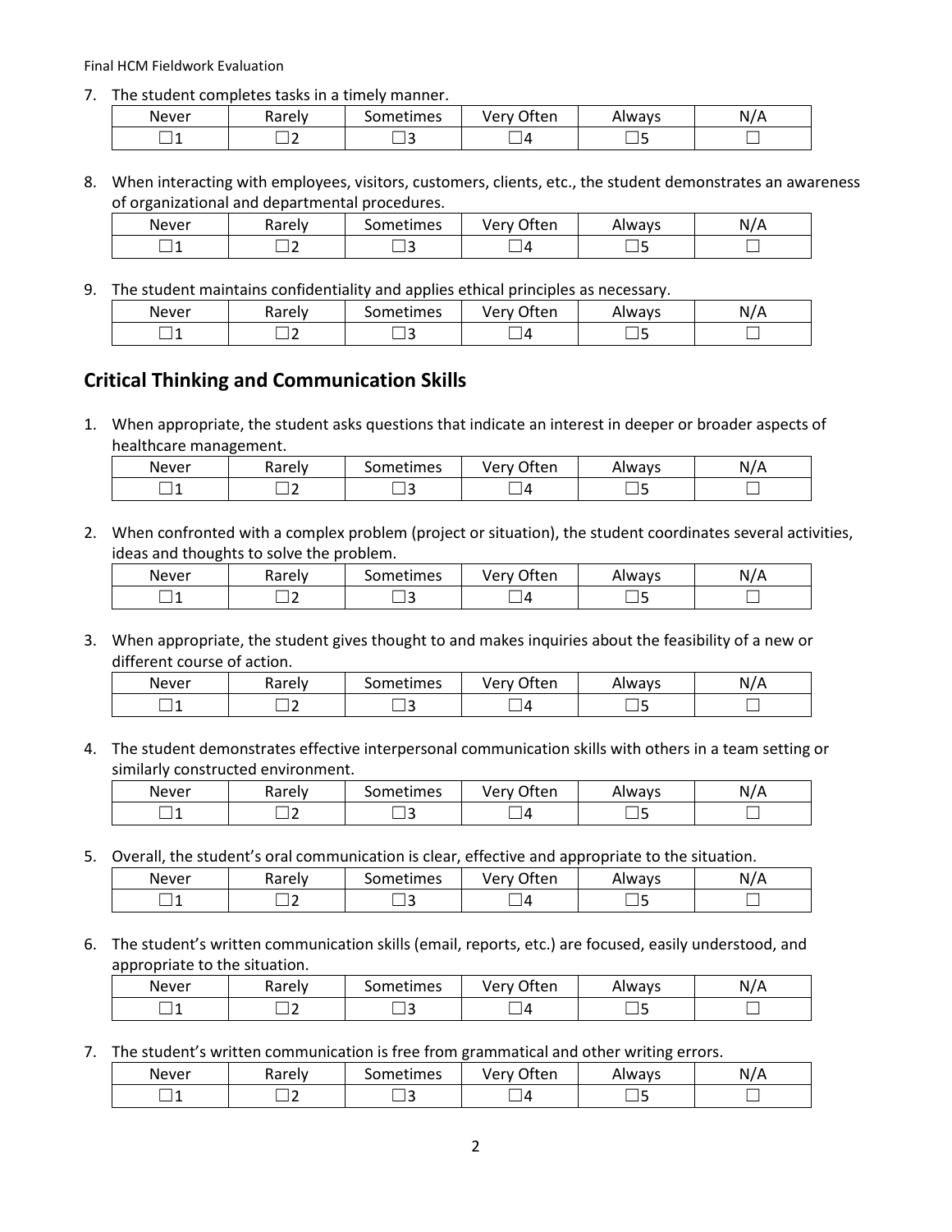7. The student completes tasks in a timely manner.

| Never | Rarely | Sometimes | Very Often | Always | N/A |
|---|---|---|---|---|---|
| ☐1 | ☐2 | ☐3 | ☐4 | ☐5 | ☐ |

8. When interacting with employees, visitors, customers, clients, etc., the student demonstrates an awareness of organizational and departmental procedures.

| Never | Rarely | Sometimes | Very Often | Always | N/A |
|---|---|---|---|---|---|
| ☐1 | ☐2 | ☐3 | ☐4 | ☐5 | ☐ |

9. The student maintains confidentiality and applies ethical principles as necessary.

| Never | Rarely | Sometimes | Very Often | Always | N/A |
|---|---|---|---|---|---|
| ☐1 | ☐2 | ☐3 | ☐4 | ☐5 | ☐ |

## Critical Thinking and Communication Skills

1. When appropriate, the student asks questions that indicate an interest in deeper or broader aspects of healthcare management.

| Never | Rarely | Sometimes | Very Often | Always | N/A |
|---|---|---|---|---|---|
| ☐1 | ☐2 | ☐3 | ☐4 | ☐5 | ☐ |

2. When confronted with a complex problem (project or situation), the student coordinates several activities, ideas and thoughts to solve the problem.

| Never | Rarely | Sometimes | Very Often | Always | N/A |
|---|---|---|---|---|---|
| ☐1 | ☐2 | ☐3 | ☐4 | ☐5 | ☐ |

3. When appropriate, the student gives thought to and makes inquiries about the feasibility of a new or different course of action.

| Never | Rarely | Sometimes | Very Often | Always | N/A |
|---|---|---|---|---|---|
| ☐1 | ☐2 | ☐3 | ☐4 | ☐5 | ☐ |

4. The student demonstrates effective interpersonal communication skills with others in a team setting or similarly constructed environment.

| Never | Rarely | Sometimes | Very Often | Always | N/A |
|---|---|---|---|---|---|
| ☐1 | ☐2 | ☐3 | ☐4 | ☐5 | ☐ |

5. Overall, the student's oral communication is clear, effective and appropriate to the situation.

| Never | Rarely | Sometimes | Very Often | Always | N/A |
|---|---|---|---|---|---|
| ☐1 | ☐2 | ☐3 | ☐4 | ☐5 | ☐ |

6. The student's written communication skills (email, reports, etc.) are focused, easily understood, and appropriate to the situation.

| Never | Rarely | Sometimes | Very Often | Always | N/A |
|---|---|---|---|---|---|
| ☐1 | ☐2 | ☐3 | ☐4 | ☐5 | ☐ |

7. The student's written communication is free from grammatical and other writing errors.

| Never | Rarely | Sometimes | Very Often | Always | N/A |
|---|---|---|---|---|---|
| ☐1 | ☐2 | ☐3 | ☐4 | ☐5 | ☐ |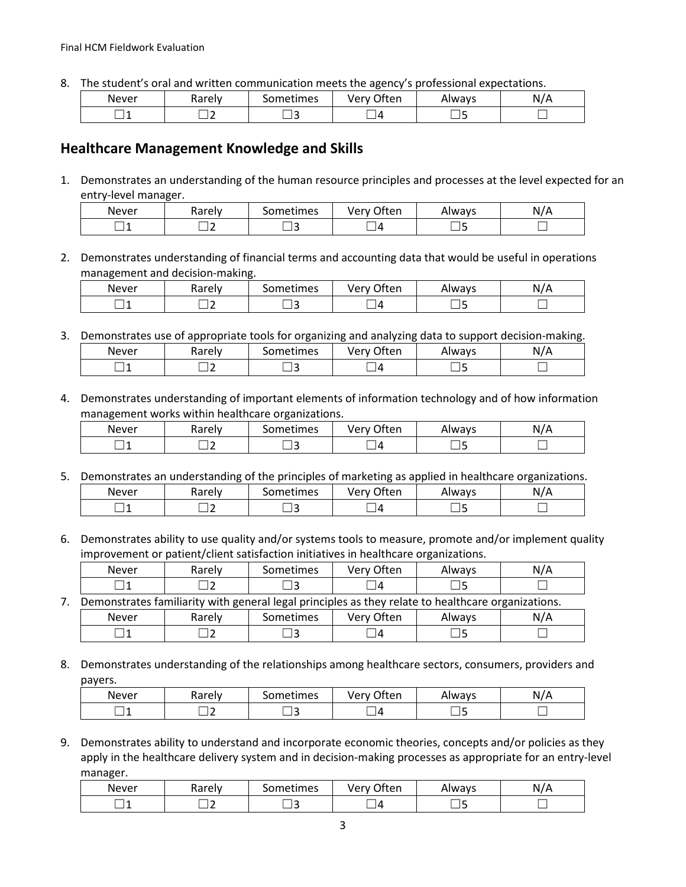8. The student's oral and written communication meets the agency's professional expectations.

| Never | Rarely | Sometimes | Very Often | Always | N/A |
|---|---|---|---|---|---|
| ☐1 | ☐2 | ☐3 | ☐4 | ☐5 | ☐ |

## Healthcare Management Knowledge and Skills

1. Demonstrates an understanding of the human resource principles and processes at the level expected for an entry-level manager.

| Never | Rarely | Sometimes | Very Often | Always | N/A |
|---|---|---|---|---|---|
| ☐1 | ☐2 | ☐3 | ☐4 | ☐5 | ☐ |

2. Demonstrates understanding of financial terms and accounting data that would be useful in operations management and decision-making.

| Never | Rarely | Sometimes | Very Often | Always | N/A |
|---|---|---|---|---|---|
| ☐1 | ☐2 | ☐3 | ☐4 | ☐5 | ☐ |

3. Demonstrates use of appropriate tools for organizing and analyzing data to support decision-making.

| Never | Rarely | Sometimes | Very Often | Always | N/A |
|---|---|---|---|---|---|
| ☐1 | ☐2 | ☐3 | ☐4 | ☐5 | ☐ |

4. Demonstrates understanding of important elements of information technology and of how information management works within healthcare organizations.

| Never | Rarely | Sometimes | Very Often | Always | N/A |
|---|---|---|---|---|---|
| ☐1 | ☐2 | ☐3 | ☐4 | ☐5 | ☐ |

5. Demonstrates an understanding of the principles of marketing as applied in healthcare organizations.

| Never | Rarely | Sometimes | Very Often | Always | N/A |
|---|---|---|---|---|---|
| ☐1 | ☐2 | ☐3 | ☐4 | ☐5 | ☐ |

6. Demonstrates ability to use quality and/or systems tools to measure, promote and/or implement quality improvement or patient/client satisfaction initiatives in healthcare organizations.

| Never | Rarely | Sometimes | Very Often | Always | N/A |
|---|---|---|---|---|---|
| ☐1 | ☐2 | ☐3 | ☐4 | ☐5 | ☐ |

7. Demonstrates familiarity with general legal principles as they relate to healthcare organizations.

| Never | Rarely | Sometimes | Very Often | Always | N/A |
|---|---|---|---|---|---|
| ☐1 | ☐2 | ☐3 | ☐4 | ☐5 | ☐ |

8. Demonstrates understanding of the relationships among healthcare sectors, consumers, providers and payers.

| Never | Rarely | Sometimes | Very Often | Always | N/A |
|---|---|---|---|---|---|
| ☐1 | ☐2 | ☐3 | ☐4 | ☐5 | ☐ |

9. Demonstrates ability to understand and incorporate economic theories, concepts and/or policies as they apply in the healthcare delivery system and in decision-making processes as appropriate for an entry-level manager.

| Never | Rarely | Sometimes | Very Often | Always | N/A |
|---|---|---|---|---|---|
| ☐1 | ☐2 | ☐3 | ☐4 | ☐5 | ☐ |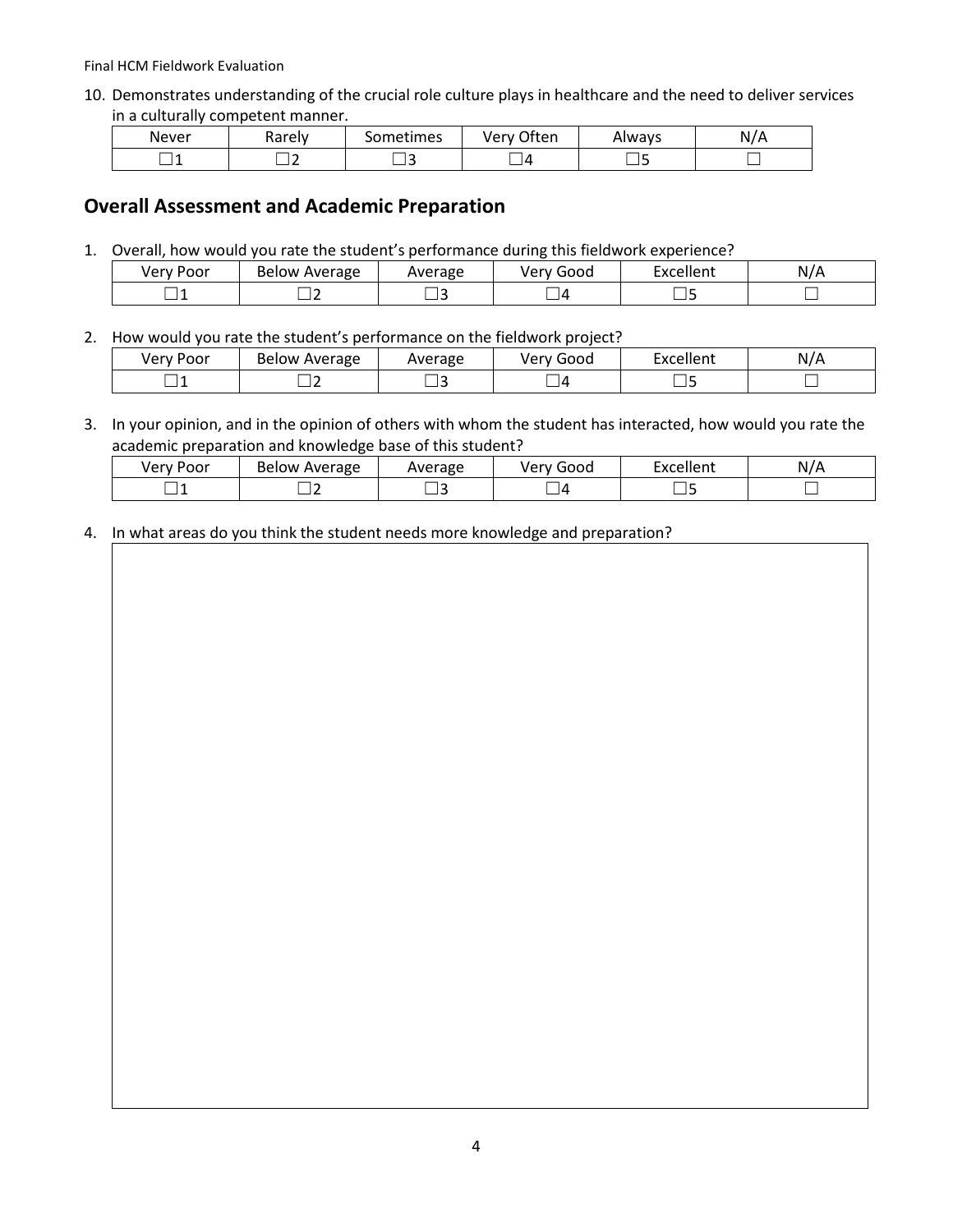10. Demonstrates understanding of the crucial role culture plays in healthcare and the need to deliver services in a culturally competent manner.

| Never | Rarely | Sometimes | Very Often | Always | N/A |
|---|---|---|---|---|---|
| ☐1 | ☐2 | ☐3 | ☐4 | ☐5 | ☐ |

## Overall Assessment and Academic Preparation

1. Overall, how would you rate the student's performance during this fieldwork experience?

| Very Poor | Below Average | Average | Very Good | Excellent | N/A |
|---|---|---|---|---|---|
| ☐1 | ☐2 | ☐3 | ☐4 | ☐5 | ☐ |

2. How would you rate the student's performance on the fieldwork project?

| Very Poor | Below Average | Average | Very Good | Excellent | N/A |
|---|---|---|---|---|---|
| ☐1 | ☐2 | ☐3 | ☐4 | ☐5 | ☐ |

3. In your opinion, and in the opinion of others with whom the student has interacted, how would you rate the academic preparation and knowledge base of this student?

| Very Poor | Below Average | Average | Very Good | Excellent | N/A |
|---|---|---|---|---|---|
| ☐1 | ☐2 | ☐3 | ☐4 | ☐5 | ☐ |

4. In what areas do you think the student needs more knowledge and preparation?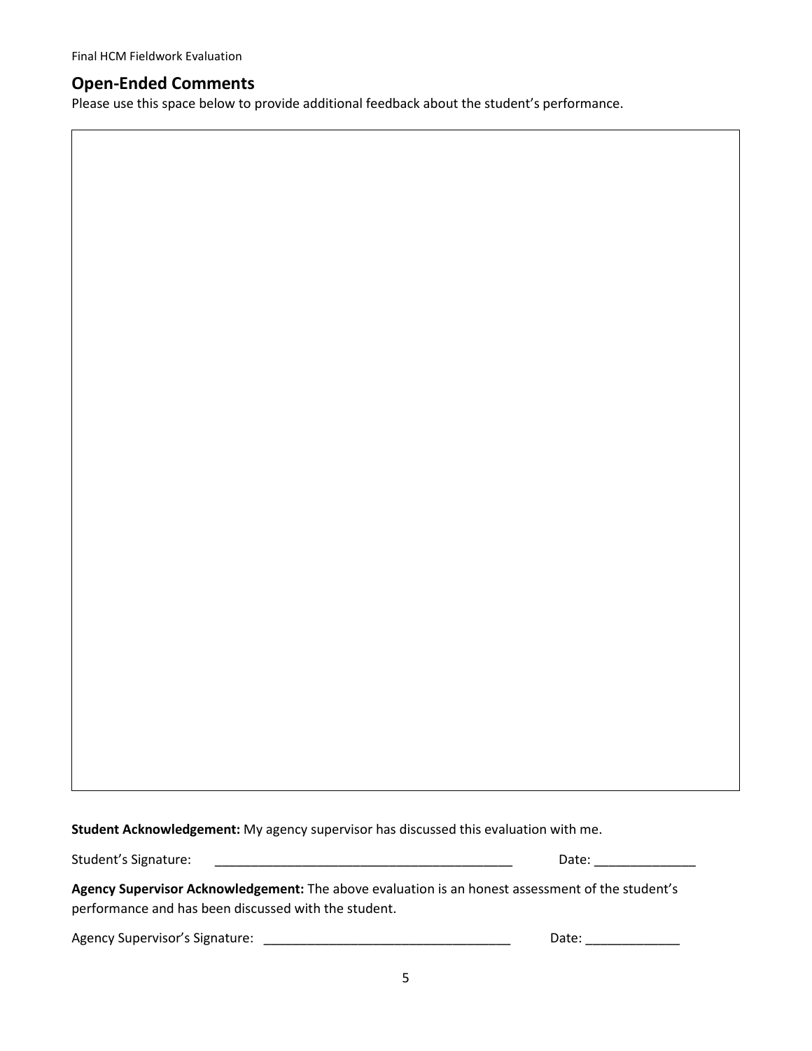## Open-Ended Comments

Please use this space below to provide additional feedback about the student's performance.

**Student Acknowledgement:** My agency supervisor has discussed this evaluation with me.

Student's Signature: ________________________________________ Date: ______________

**Agency Supervisor Acknowledgement:** The above evaluation is an honest assessment of the student's performance and has been discussed with the student.

Agency Supervisor's Signature: ________________________________ Date: _____________